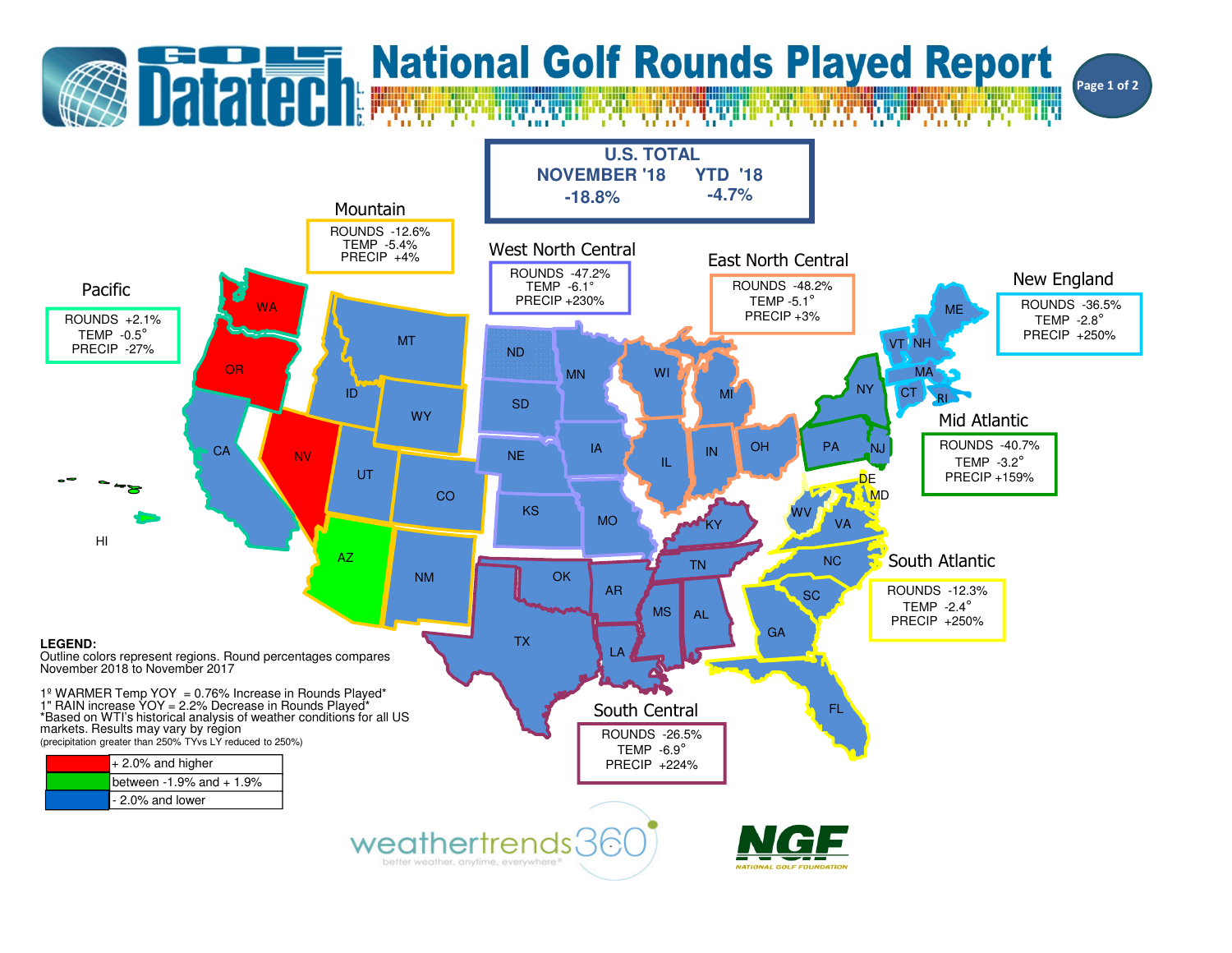# National Golf Rounds Played Report

**U.S. TOTAL**

**NOVEMBER '18**
**-18.8%**

**YTD '18**
**-4.7%**

## Pacific

ROUNDS +2.1%
TEMP -0.5°
PRECIP -27%

## Mountain

ROUNDS -12.6%
TEMP -5.4%
PRECIP +4%

## West North Central

ROUNDS -47.2%
TEMP -6.1°
PRECIP +230%

## East North Central

ROUNDS -48.2%
TEMP -5.1°
PRECIP +3%

## New England

ROUNDS -36.5%
TEMP -2.8°
PRECIP +250%

## Mid Atlantic

ROUNDS -40.7%
TEMP -3.2°
PRECIP +159%

## South Atlantic

ROUNDS -12.3%
TEMP -2.4°
PRECIP +250%

## South Central

ROUNDS -26.5%
TEMP -6.9°
PRECIP +224%

WA OR CA NV ID MT WY UT CO AZ NM HI ND SD NE KS MN IA MO WI IL MI IN OH KY TN OK AR TX LA MS AL ME VT NH MA CT RI NY PA NJ DE MD WV VA NC SC GA FL

**LEGEND:**
Outline colors represent regions. Round percentages compares November 2018 to November 2017

1º WARMER Temp YOY = 0.76% Increase in Rounds Played*
1" RAIN increase YOY = 2.2% Decrease in Rounds Played*
*Based on WTI's historical analysis of weather conditions for all US markets. Results may vary by region
(precipitation greater than 250% TYvs LY reduced to 250%)

| | |
|---|---|
| Red | + 2.0% and higher |
| Green | between -1.9% and + 1.9% |
| Blue | - 2.0% and lower |

weathertrends360 — better weather, anytime, everywhere®

NGF — NATIONAL GOLF FOUNDATION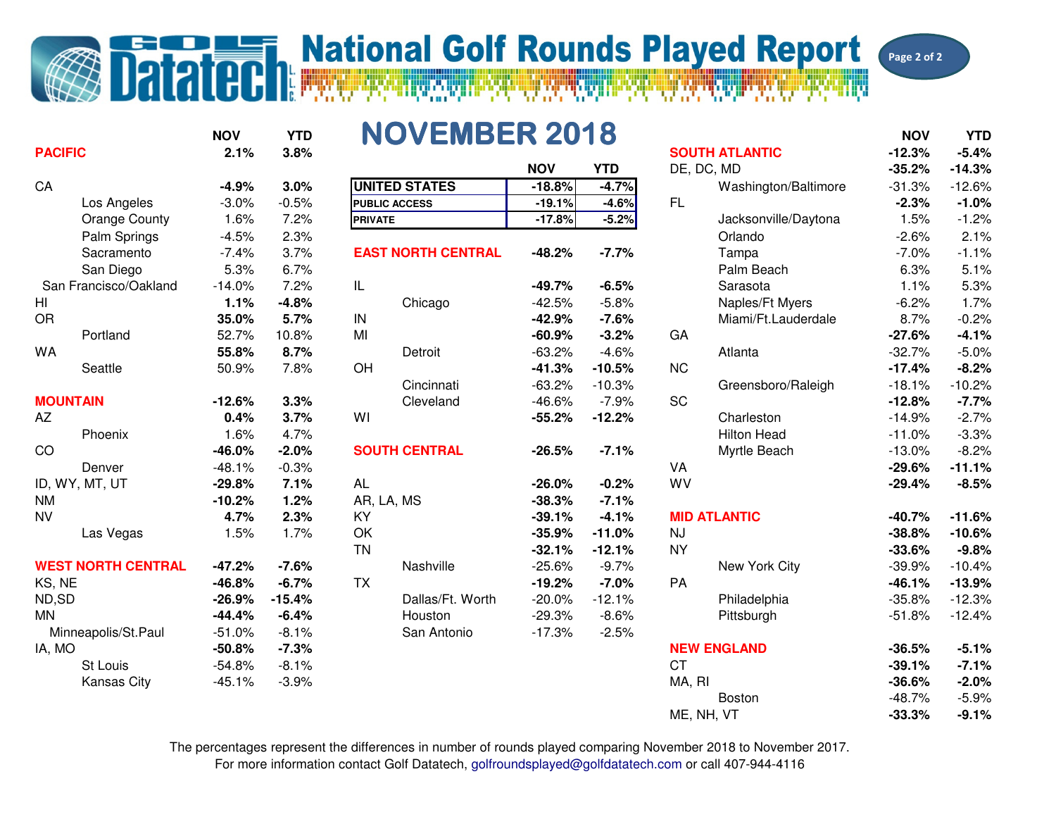# National Golf Rounds Played Report

## NOVEMBER 2018

| | NOV | YTD |
|---|---|---|
| **UNITED STATES** | **-18.8%** | **-4.7%** |
| **PUBLIC ACCESS** | **-19.1%** | **-4.6%** |
| **PRIVATE** | **-17.8%** | **-5.2%** |

| | NOV | YTD |
|---|---|---|
| **PACIFIC** | **2.1%** | **3.8%** |
| CA | **-4.9%** | **3.0%** |
| Los Angeles | -3.0% | -0.5% |
| Orange County | 1.6% | 7.2% |
| Palm Springs | -4.5% | 2.3% |
| Sacramento | -7.4% | 3.7% |
| San Diego | 5.3% | 6.7% |
| San Francisco/Oakland | -14.0% | 7.2% |
| HI | **1.1%** | **-4.8%** |
| OR | **35.0%** | **5.7%** |
| Portland | 52.7% | 10.8% |
| WA | **55.8%** | **8.7%** |
| Seattle | 50.9% | 7.8% |
| **MOUNTAIN** | **-12.6%** | **3.3%** |
| AZ | **0.4%** | **3.7%** |
| Phoenix | 1.6% | 4.7% |
| CO | **-46.0%** | **-2.0%** |
| Denver | -48.1% | -0.3% |
| ID, WY, MT, UT | **-29.8%** | **7.1%** |
| NM | **-10.2%** | **1.2%** |
| NV | **4.7%** | **2.3%** |
| Las Vegas | 1.5% | 1.7% |
| **WEST NORTH CENTRAL** | **-47.2%** | **-7.6%** |
| KS, NE | **-46.8%** | **-6.7%** |
| ND,SD | **-26.9%** | **-15.4%** |
| MN | **-44.4%** | **-6.4%** |
| Minneapolis/St.Paul | -51.0% | -8.1% |
| IA, MO | **-50.8%** | **-7.3%** |
| St Louis | -54.8% | -8.1% |
| Kansas City | -45.1% | -3.9% |

| | NOV | YTD |
|---|---|---|
| **EAST NORTH CENTRAL** | **-48.2%** | **-7.7%** |
| IL | **-49.7%** | **-6.5%** |
| Chicago | -42.5% | -5.8% |
| IN | **-42.9%** | **-7.6%** |
| MI | **-60.9%** | **-3.2%** |
| Detroit | -63.2% | -4.6% |
| OH | **-41.3%** | **-10.5%** |
| Cincinnati | -63.2% | -10.3% |
| Cleveland | -46.6% | -7.9% |
| WI | **-55.2%** | **-12.2%** |
| **SOUTH CENTRAL** | **-26.5%** | **-7.1%** |
| AL | **-26.0%** | **-0.2%** |
| AR, LA, MS | **-38.3%** | **-7.1%** |
| KY | **-39.1%** | **-4.1%** |
| OK | **-35.9%** | **-11.0%** |
| TN | **-32.1%** | **-12.1%** |
| Nashville | -25.6% | -9.7% |
| TX | **-19.2%** | **-7.0%** |
| Dallas/Ft. Worth | -20.0% | -12.1% |
| Houston | -29.3% | -8.6% |
| San Antonio | -17.3% | -2.5% |

| | NOV | YTD |
|---|---|---|
| **SOUTH ATLANTIC** | **-12.3%** | **-5.4%** |
| DE, DC, MD | **-35.2%** | **-14.3%** |
| Washington/Baltimore | -31.3% | -12.6% |
| FL | **-2.3%** | **-1.0%** |
| Jacksonville/Daytona | 1.5% | -1.2% |
| Orlando | -2.6% | 2.1% |
| Tampa | -7.0% | -1.1% |
| Palm Beach | 6.3% | 5.1% |
| Sarasota | 1.1% | 5.3% |
| Naples/Ft Myers | -6.2% | 1.7% |
| Miami/Ft.Lauderdale | 8.7% | -0.2% |
| GA | **-27.6%** | **-4.1%** |
| Atlanta | -32.7% | -5.0% |
| NC | **-17.4%** | **-8.2%** |
| Greensboro/Raleigh | -18.1% | -10.2% |
| SC | **-12.8%** | **-7.7%** |
| Charleston | -14.9% | -2.7% |
| Hilton Head | -11.0% | -3.3% |
| Myrtle Beach | -13.0% | -8.2% |
| VA | **-29.6%** | **-11.1%** |
| WV | **-29.4%** | **-8.5%** |
| **MID ATLANTIC** | **-40.7%** | **-11.6%** |
| NJ | **-38.8%** | **-10.6%** |
| NY | **-33.6%** | **-9.8%** |
| New York City | -39.9% | -10.4% |
| PA | **-46.1%** | **-13.9%** |
| Philadelphia | -35.8% | -12.3% |
| Pittsburgh | -51.8% | -12.4% |
| **NEW ENGLAND** | **-36.5%** | **-5.1%** |
| CT | **-39.1%** | **-7.1%** |
| MA, RI | **-36.6%** | **-2.0%** |
| Boston | -48.7% | -5.9% |
| ME, NH, VT | **-33.3%** | **-9.1%** |

The percentages represent the differences in number of rounds played comparing November 2018 to November 2017.
For more information contact Golf Datatech, golfroundsplayed@golfdatatech.com or call 407-944-4116